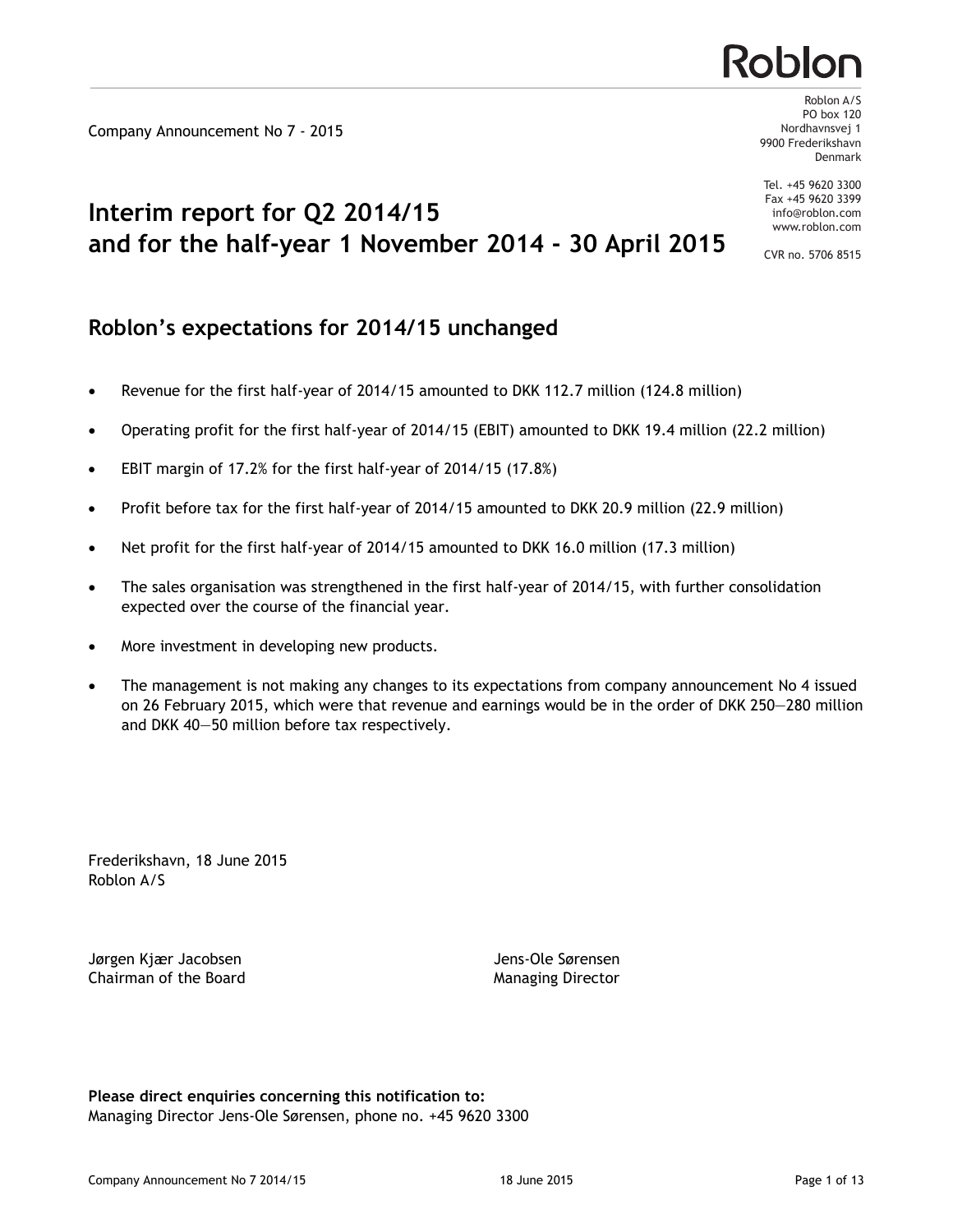Roblon

Company Announcement No 7 - 2015

Roblon A/S
PO box 120
Nordhavnsvej 1
9900 Frederikshavn
Denmark

Tel. +45 9620 3300
Fax +45 9620 3399
info@roblon.com
www.roblon.com

CVR no. 5706 8515

# Interim report for Q2 2014/15 and for the half-year 1 November 2014 - 30 April 2015

## Roblon's expectations for 2014/15 unchanged

- Revenue for the first half-year of 2014/15 amounted to DKK 112.7 million (124.8 million)
- Operating profit for the first half-year of 2014/15 (EBIT) amounted to DKK 19.4 million (22.2 million)
- EBIT margin of 17.2% for the first half-year of 2014/15 (17.8%)
- Profit before tax for the first half-year of 2014/15 amounted to DKK 20.9 million (22.9 million)
- Net profit for the first half-year of 2014/15 amounted to DKK 16.0 million (17.3 million)
- The sales organisation was strengthened in the first half-year of 2014/15, with further consolidation expected over the course of the financial year.
- More investment in developing new products.
- The management is not making any changes to its expectations from company announcement No 4 issued on 26 February 2015, which were that revenue and earnings would be in the order of DKK 250—280 million and DKK 40—50 million before tax respectively.

Frederikshavn, 18 June 2015
Roblon A/S

Jørgen Kjær Jacobsen
Chairman of the Board

Jens-Ole Sørensen
Managing Director

**Please direct enquiries concerning this notification to:**
Managing Director Jens-Ole Sørensen, phone no. +45 9620 3300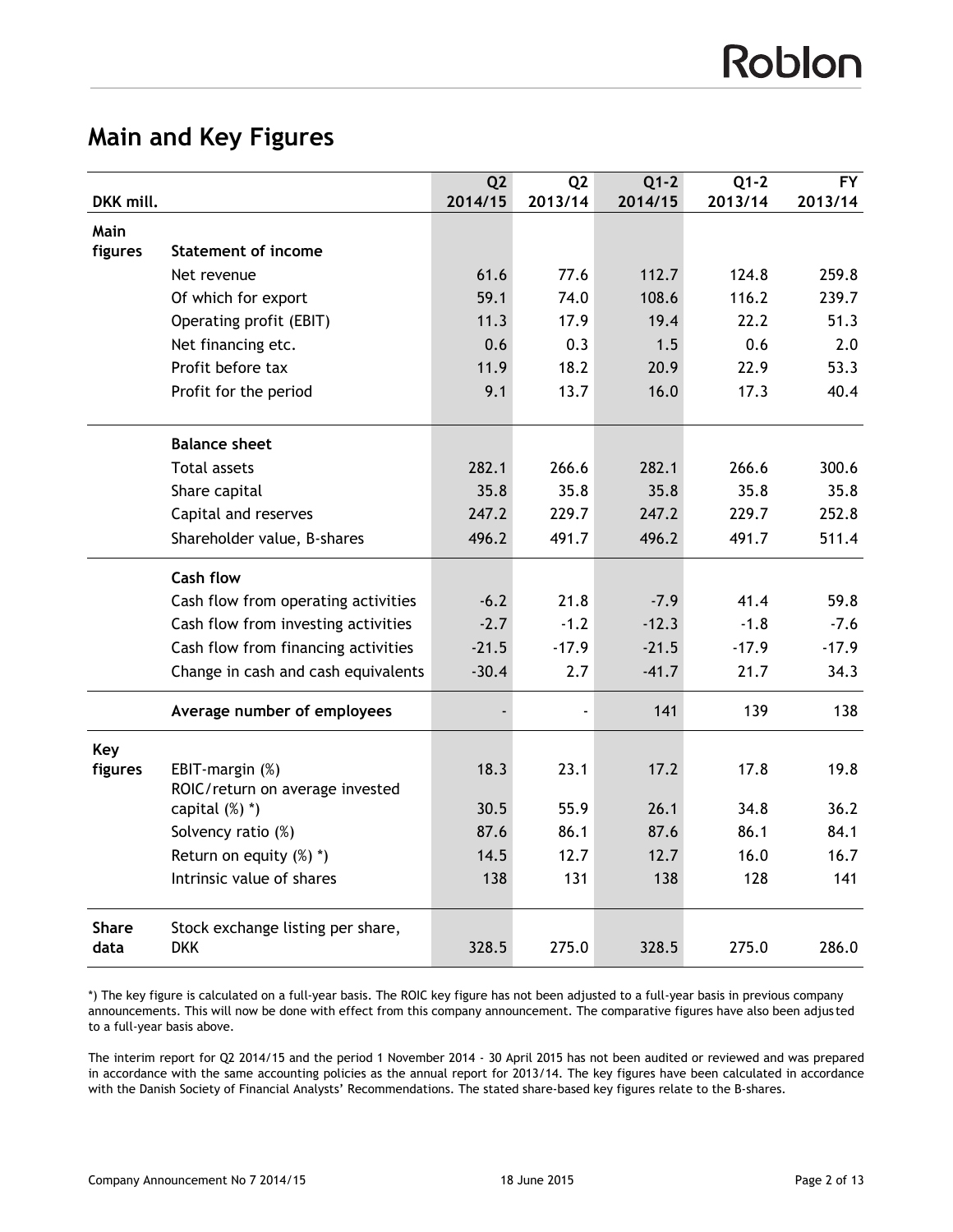## Main and Key Figures

| DKK mill. | | Q2 2014/15 | Q2 2013/14 | Q1-2 2014/15 | Q1-2 2013/14 | FY 2013/14 |
|---|---|---|---|---|---|---|
| Main figures | **Statement of income** | | | | | |
| | Net revenue | 61.6 | 77.6 | 112.7 | 124.8 | 259.8 |
| | Of which for export | 59.1 | 74.0 | 108.6 | 116.2 | 239.7 |
| | Operating profit (EBIT) | 11.3 | 17.9 | 19.4 | 22.2 | 51.3 |
| | Net financing etc. | 0.6 | 0.3 | 1.5 | 0.6 | 2.0 |
| | Profit before tax | 11.9 | 18.2 | 20.9 | 22.9 | 53.3 |
| | Profit for the period | 9.1 | 13.7 | 16.0 | 17.3 | 40.4 |
| | **Balance sheet** | | | | | |
| | Total assets | 282.1 | 266.6 | 282.1 | 266.6 | 300.6 |
| | Share capital | 35.8 | 35.8 | 35.8 | 35.8 | 35.8 |
| | Capital and reserves | 247.2 | 229.7 | 247.2 | 229.7 | 252.8 |
| | Shareholder value, B-shares | 496.2 | 491.7 | 496.2 | 491.7 | 511.4 |
| | **Cash flow** | | | | | |
| | Cash flow from operating activities | -6.2 | 21.8 | -7.9 | 41.4 | 59.8 |
| | Cash flow from investing activities | -2.7 | -1.2 | -12.3 | -1.8 | -7.6 |
| | Cash flow from financing activities | -21.5 | -17.9 | -21.5 | -17.9 | -17.9 |
| | Change in cash and cash equivalents | -30.4 | 2.7 | -41.7 | 21.7 | 34.3 |
| | **Average number of employees** | - | - | 141 | 139 | 138 |
| Key figures | EBIT-margin (%) | 18.3 | 23.1 | 17.2 | 17.8 | 19.8 |
| | ROIC/return on average invested capital (%) *) | 30.5 | 55.9 | 26.1 | 34.8 | 36.2 |
| | Solvency ratio (%) | 87.6 | 86.1 | 87.6 | 86.1 | 84.1 |
| | Return on equity (%) *) | 14.5 | 12.7 | 12.7 | 16.0 | 16.7 |
| | Intrinsic value of shares | 138 | 131 | 138 | 128 | 141 |
| Share data | Stock exchange listing per share, DKK | 328.5 | 275.0 | 328.5 | 275.0 | 286.0 |

*) The key figure is calculated on a full-year basis. The ROIC key figure has not been adjusted to a full-year basis in previous company announcements. This will now be done with effect from this company announcement. The comparative figures have also been adjusted to a full-year basis above.

The interim report for Q2 2014/15 and the period 1 November 2014 - 30 April 2015 has not been audited or reviewed and was prepared in accordance with the same accounting policies as the annual report for 2013/14. The key figures have been calculated in accordance with the Danish Society of Financial Analysts' Recommendations. The stated share-based key figures relate to the B-shares.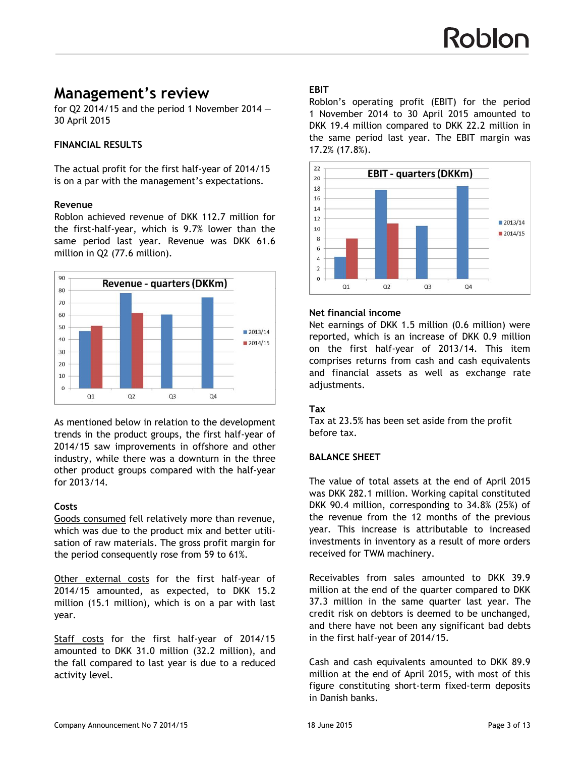# Management's review

for Q2 2014/15 and the period 1 November 2014 – 30 April 2015

## FINANCIAL RESULTS

The actual profit for the first half-year of 2014/15 is on a par with the management's expectations.

### Revenue

Roblon achieved revenue of DKK 112.7 million for the first-half-year, which is 9.7% lower than the same period last year. Revenue was DKK 61.6 million in Q2 (77.6 million).

As mentioned below in relation to the development trends in the product groups, the first half-year of 2014/15 saw improvements in offshore and other industry, while there was a downturn in the three other product groups compared with the half-year for 2013/14.

### Costs

Goods consumed fell relatively more than revenue, which was due to the product mix and better utilisation of raw materials. The gross profit margin for the period consequently rose from 59 to 61%.

Other external costs for the first half-year of 2014/15 amounted, as expected, to DKK 15.2 million (15.1 million), which is on a par with last year.

Staff costs for the first half-year of 2014/15 amounted to DKK 31.0 million (32.2 million), and the fall compared to last year is due to a reduced activity level.

### EBIT

Roblon's operating profit (EBIT) for the period 1 November 2014 to 30 April 2015 amounted to DKK 19.4 million compared to DKK 22.2 million in the same period last year. The EBIT margin was 17.2% (17.8%).

### Net financial income

Net earnings of DKK 1.5 million (0.6 million) were reported, which is an increase of DKK 0.9 million on the first half-year of 2013/14. This item comprises returns from cash and cash equivalents and financial assets as well as exchange rate adjustments.

### Tax

Tax at 23.5% has been set aside from the profit before tax.

## BALANCE SHEET

The value of total assets at the end of April 2015 was DKK 282.1 million. Working capital constituted DKK 90.4 million, corresponding to 34.8% (25%) of the revenue from the 12 months of the previous year. This increase is attributable to increased investments in inventory as a result of more orders received for TWM machinery.

Receivables from sales amounted to DKK 39.9 million at the end of the quarter compared to DKK 37.3 million in the same quarter last year. The credit risk on debtors is deemed to be unchanged, and there have not been any significant bad debts in the first half-year of 2014/15.

Cash and cash equivalents amounted to DKK 89.9 million at the end of April 2015, with most of this figure constituting short-term fixed-term deposits in Danish banks.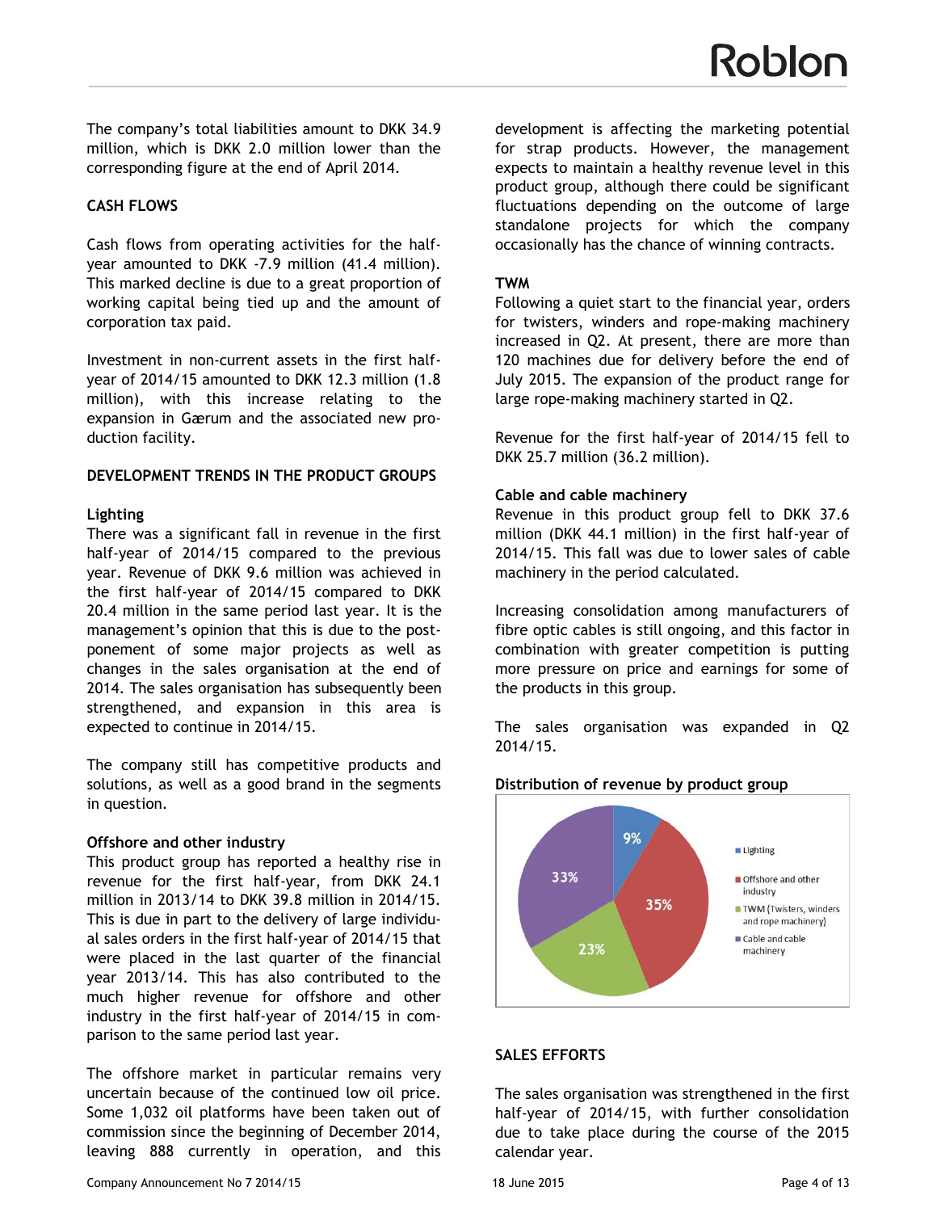The company's total liabilities amount to DKK 34.9 million, which is DKK 2.0 million lower than the corresponding figure at the end of April 2014.

## CASH FLOWS

Cash flows from operating activities for the half-year amounted to DKK -7.9 million (41.4 million). This marked decline is due to a great proportion of working capital being tied up and the amount of corporation tax paid.

Investment in non-current assets in the first half-year of 2014/15 amounted to DKK 12.3 million (1.8 million), with this increase relating to the expansion in Gærum and the associated new production facility.

## DEVELOPMENT TRENDS IN THE PRODUCT GROUPS

### Lighting

There was a significant fall in revenue in the first half-year of 2014/15 compared to the previous year. Revenue of DKK 9.6 million was achieved in the first half-year of 2014/15 compared to DKK 20.4 million in the same period last year. It is the management's opinion that this is due to the postponement of some major projects as well as changes in the sales organisation at the end of 2014. The sales organisation has subsequently been strengthened, and expansion in this area is expected to continue in 2014/15.

The company still has competitive products and solutions, as well as a good brand in the segments in question.

### Offshore and other industry

This product group has reported a healthy rise in revenue for the first half-year, from DKK 24.1 million in 2013/14 to DKK 39.8 million in 2014/15. This is due in part to the delivery of large individual sales orders in the first half-year of 2014/15 that were placed in the last quarter of the financial year 2013/14. This has also contributed to the much higher revenue for offshore and other industry in the first half-year of 2014/15 in comparison to the same period last year.

The offshore market in particular remains very uncertain because of the continued low oil price. Some 1,032 oil platforms have been taken out of commission since the beginning of December 2014, leaving 888 currently in operation, and this development is affecting the marketing potential for strap products. However, the management expects to maintain a healthy revenue level in this product group, although there could be significant fluctuations depending on the outcome of large standalone projects for which the company occasionally has the chance of winning contracts.

### TWM

Following a quiet start to the financial year, orders for twisters, winders and rope-making machinery increased in Q2. At present, there are more than 120 machines due for delivery before the end of July 2015. The expansion of the product range for large rope-making machinery started in Q2.

Revenue for the first half-year of 2014/15 fell to DKK 25.7 million (36.2 million).

### Cable and cable machinery

Revenue in this product group fell to DKK 37.6 million (DKK 44.1 million) in the first half-year of 2014/15. This fall was due to lower sales of cable machinery in the period calculated.

Increasing consolidation among manufacturers of fibre optic cables is still ongoing, and this factor in combination with greater competition is putting more pressure on price and earnings for some of the products in this group.

The sales organisation was expanded in Q2 2014/15.

**Distribution of revenue by product group**

| Product group | Share |
|---|---|
| Lighting | 9% |
| Offshore and other industry | 35% |
| TWM (Twisters, winders and rope machinery) | 23% |
| Cable and cable machinery | 33% |

## SALES EFFORTS

The sales organisation was strengthened in the first half-year of 2014/15, with further consolidation due to take place during the course of the 2015 calendar year.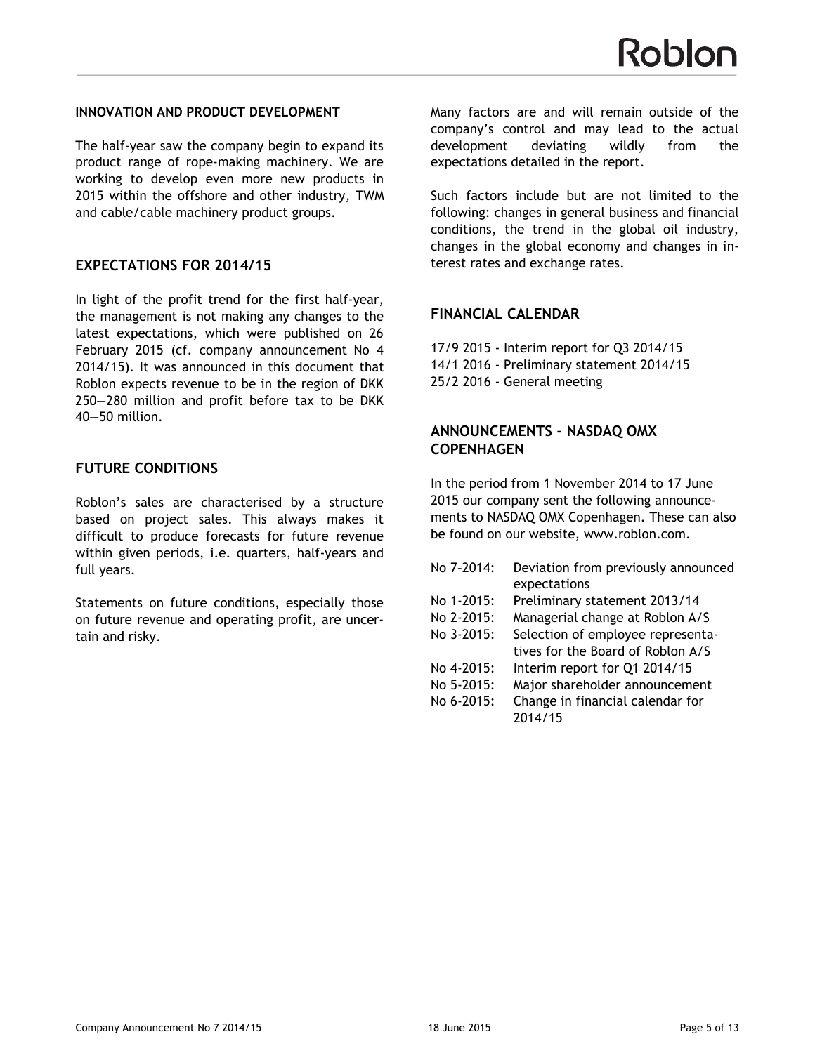### INNOVATION AND PRODUCT DEVELOPMENT

The half-year saw the company begin to expand its product range of rope-making machinery. We are working to develop even more new products in 2015 within the offshore and other industry, TWM and cable/cable machinery product groups.

## EXPECTATIONS FOR 2014/15

In light of the profit trend for the first half-year, the management is not making any changes to the latest expectations, which were published on 26 February 2015 (cf. company announcement No 4 2014/15). It was announced in this document that Roblon expects revenue to be in the region of DKK 250—280 million and profit before tax to be DKK 40—50 million.

## FUTURE CONDITIONS

Roblon's sales are characterised by a structure based on project sales. This always makes it difficult to produce forecasts for future revenue within given periods, i.e. quarters, half-years and full years.

Statements on future conditions, especially those on future revenue and operating profit, are uncertain and risky.

Many factors are and will remain outside of the company's control and may lead to the actual development deviating wildly from the expectations detailed in the report.

Such factors include but are not limited to the following: changes in general business and financial conditions, the trend in the global oil industry, changes in the global economy and changes in interest rates and exchange rates.

## FINANCIAL CALENDAR

17/9 2015 - Interim report for Q3 2014/15
14/1 2016 - Preliminary statement 2014/15
25/2 2016 - General meeting

## ANNOUNCEMENTS - NASDAQ OMX COPENHAGEN

In the period from 1 November 2014 to 17 June 2015 our company sent the following announcements to NASDAQ OMX Copenhagen. These can also be found on our website, www.roblon.com.

- No 7–2014: Deviation from previously announced expectations
- No 1-2015: Preliminary statement 2013/14
- No 2-2015: Managerial change at Roblon A/S
- No 3-2015: Selection of employee representatives for the Board of Roblon A/S
- No 4-2015: Interim report for Q1 2014/15
- No 5-2015: Major shareholder announcement
- No 6-2015: Change in financial calendar for 2014/15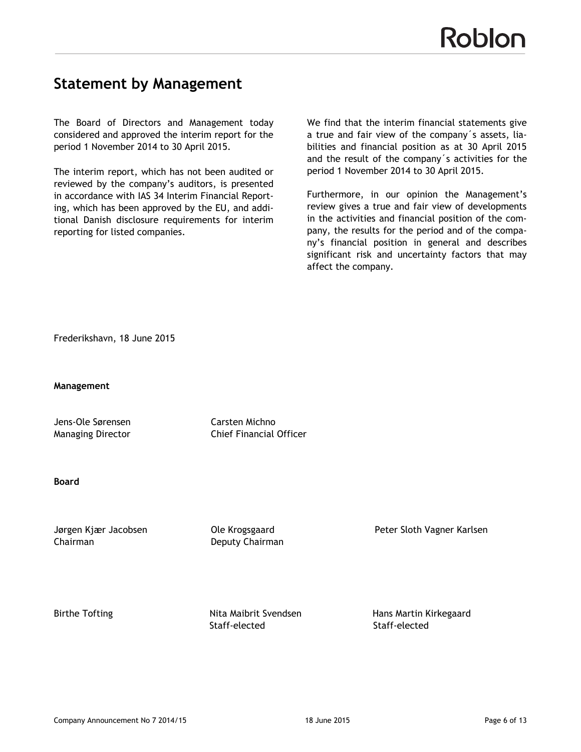# Statement by Management

The Board of Directors and Management today considered and approved the interim report for the period 1 November 2014 to 30 April 2015.

The interim report, which has not been audited or reviewed by the company's auditors, is presented in accordance with IAS 34 Interim Financial Reporting, which has been approved by the EU, and additional Danish disclosure requirements for interim reporting for listed companies.

We find that the interim financial statements give a true and fair view of the company´s assets, liabilities and financial position as at 30 April 2015 and the result of the company´s activities for the period 1 November 2014 to 30 April 2015.

Furthermore, in our opinion the Management's review gives a true and fair view of developments in the activities and financial position of the company, the results for the period and of the company's financial position in general and describes significant risk and uncertainty factors that may affect the company.

Frederikshavn, 18 June 2015

**Management**

Jens-Ole Sørensen
Managing Director

Carsten Michno
Chief Financial Officer

**Board**

Jørgen Kjær Jacobsen
Chairman

Ole Krogsgaard
Deputy Chairman

Peter Sloth Vagner Karlsen

Birthe Tofting

Nita Maibrit Svendsen
Staff-elected

Hans Martin Kirkegaard
Staff-elected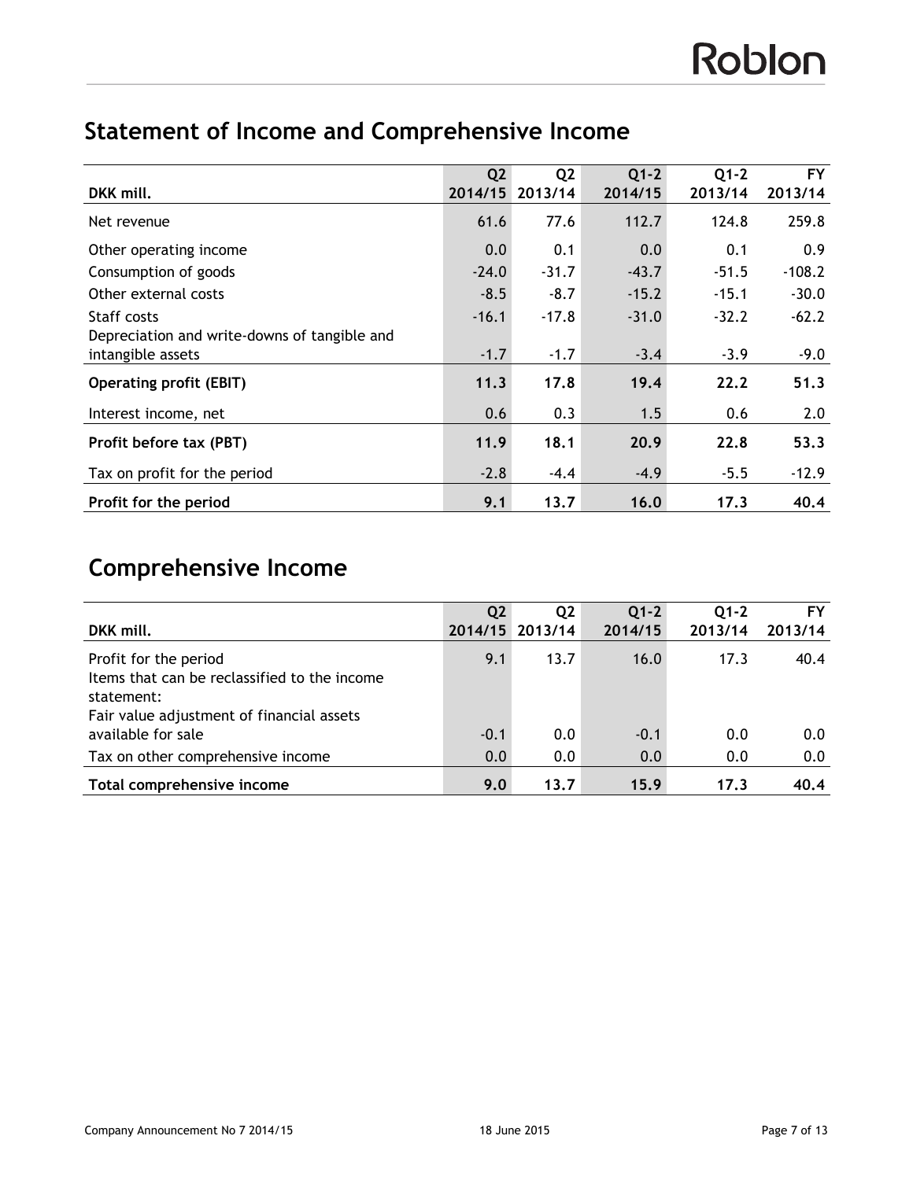## Statement of Income and Comprehensive Income

| DKK mill. | Q2 2014/15 | Q2 2013/14 | Q1-2 2014/15 | Q1-2 2013/14 | FY 2013/14 |
|---|---|---|---|---|---|
| Net revenue | 61.6 | 77.6 | 112.7 | 124.8 | 259.8 |
| Other operating income | 0.0 | 0.1 | 0.0 | 0.1 | 0.9 |
| Consumption of goods | -24.0 | -31.7 | -43.7 | -51.5 | -108.2 |
| Other external costs | -8.5 | -8.7 | -15.2 | -15.1 | -30.0 |
| Staff costs | -16.1 | -17.8 | -31.0 | -32.2 | -62.2 |
| Depreciation and write-downs of tangible and intangible assets | -1.7 | -1.7 | -3.4 | -3.9 | -9.0 |
| **Operating profit (EBIT)** | **11.3** | **17.8** | **19.4** | **22.2** | **51.3** |
| Interest income, net | 0.6 | 0.3 | 1.5 | 0.6 | 2.0 |
| **Profit before tax (PBT)** | **11.9** | **18.1** | **20.9** | **22.8** | **53.3** |
| Tax on profit for the period | -2.8 | -4.4 | -4.9 | -5.5 | -12.9 |
| **Profit for the period** | **9.1** | **13.7** | **16.0** | **17.3** | **40.4** |

## Comprehensive Income

| DKK mill. | Q2 2014/15 | Q2 2013/14 | Q1-2 2014/15 | Q1-2 2013/14 | FY 2013/14 |
|---|---|---|---|---|---|
| Profit for the period | 9.1 | 13.7 | 16.0 | 17.3 | 40.4 |
| Items that can be reclassified to the income statement: | | | | | |
| Fair value adjustment of financial assets available for sale | -0.1 | 0.0 | -0.1 | 0.0 | 0.0 |
| Tax on other comprehensive income | 0.0 | 0.0 | 0.0 | 0.0 | 0.0 |
| **Total comprehensive income** | **9.0** | **13.7** | **15.9** | **17.3** | **40.4** |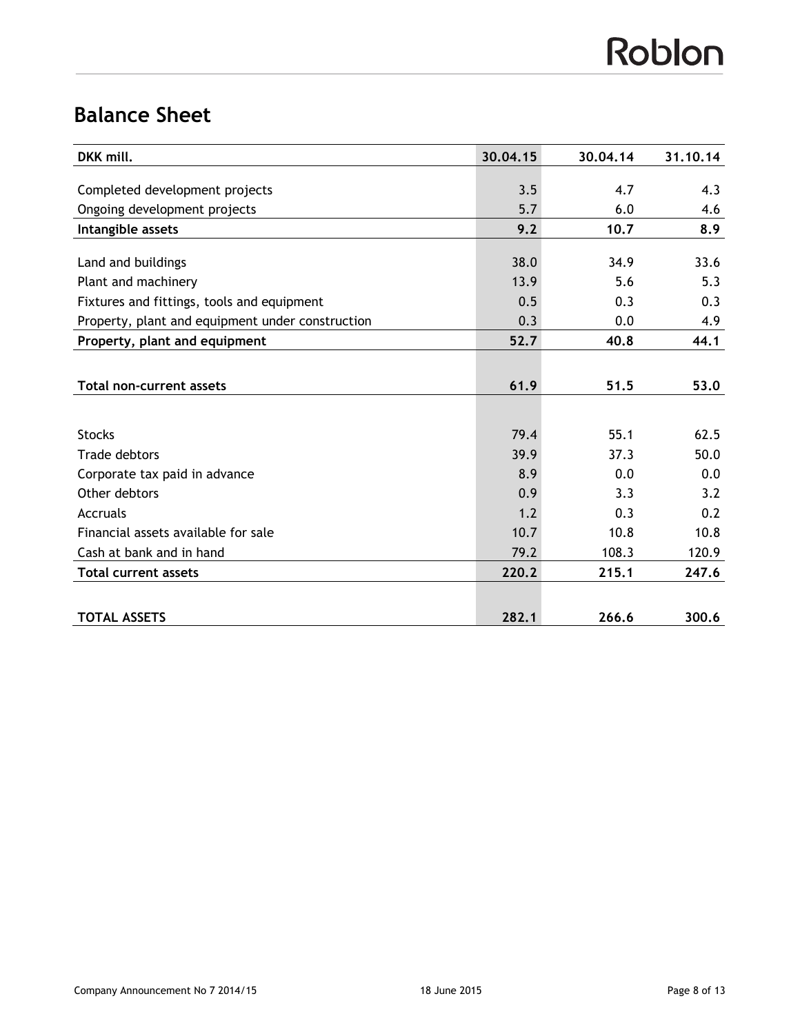## Balance Sheet

| DKK mill. | 30.04.15 | 30.04.14 | 31.10.14 |
|---|---|---|---|
| Completed development projects | 3.5 | 4.7 | 4.3 |
| Ongoing development projects | 5.7 | 6.0 | 4.6 |
| **Intangible assets** | **9.2** | **10.7** | **8.9** |
| Land and buildings | 38.0 | 34.9 | 33.6 |
| Plant and machinery | 13.9 | 5.6 | 5.3 |
| Fixtures and fittings, tools and equipment | 0.5 | 0.3 | 0.3 |
| Property, plant and equipment under construction | 0.3 | 0.0 | 4.9 |
| **Property, plant and equipment** | **52.7** | **40.8** | **44.1** |
| **Total non-current assets** | **61.9** | **51.5** | **53.0** |
| Stocks | 79.4 | 55.1 | 62.5 |
| Trade debtors | 39.9 | 37.3 | 50.0 |
| Corporate tax paid in advance | 8.9 | 0.0 | 0.0 |
| Other debtors | 0.9 | 3.3 | 3.2 |
| Accruals | 1.2 | 0.3 | 0.2 |
| Financial assets available for sale | 10.7 | 10.8 | 10.8 |
| Cash at bank and in hand | 79.2 | 108.3 | 120.9 |
| **Total current assets** | **220.2** | **215.1** | **247.6** |
| **TOTAL ASSETS** | **282.1** | **266.6** | **300.6** |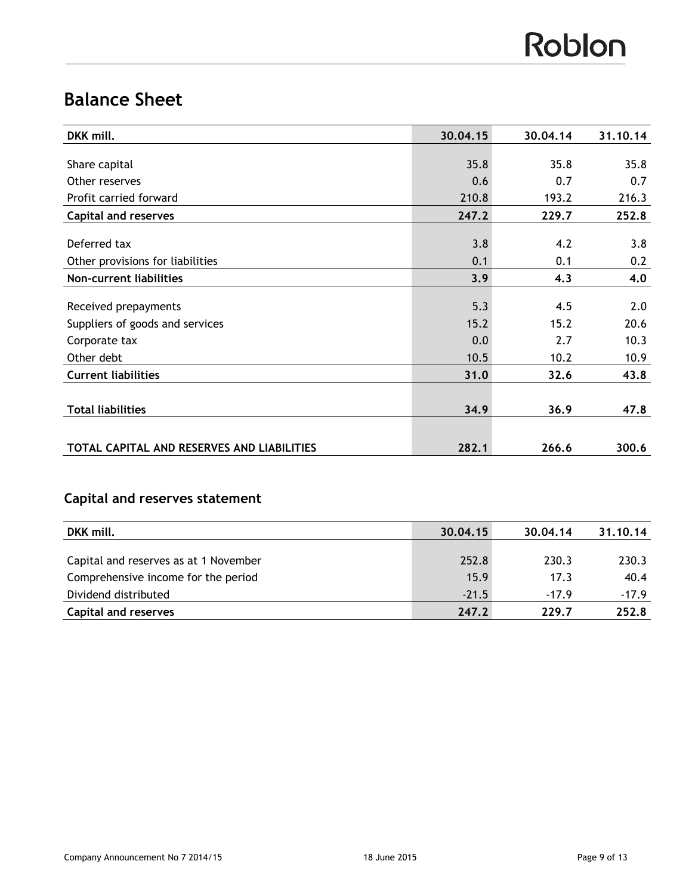# Balance Sheet

| DKK mill. | 30.04.15 | 30.04.14 | 31.10.14 |
|---|---|---|---|
| Share capital | 35.8 | 35.8 | 35.8 |
| Other reserves | 0.6 | 0.7 | 0.7 |
| Profit carried forward | 210.8 | 193.2 | 216.3 |
| **Capital and reserves** | **247.2** | **229.7** | **252.8** |
| Deferred tax | 3.8 | 4.2 | 3.8 |
| Other provisions for liabilities | 0.1 | 0.1 | 0.2 |
| **Non-current liabilities** | **3.9** | **4.3** | **4.0** |
| Received prepayments | 5.3 | 4.5 | 2.0 |
| Suppliers of goods and services | 15.2 | 15.2 | 20.6 |
| Corporate tax | 0.0 | 2.7 | 10.3 |
| Other debt | 10.5 | 10.2 | 10.9 |
| **Current liabilities** | **31.0** | **32.6** | **43.8** |
| **Total liabilities** | **34.9** | **36.9** | **47.8** |
| **TOTAL CAPITAL AND RESERVES AND LIABILITIES** | **282.1** | **266.6** | **300.6** |

## Capital and reserves statement

| DKK mill. | 30.04.15 | 30.04.14 | 31.10.14 |
|---|---|---|---|
| Capital and reserves as at 1 November | 252.8 | 230.3 | 230.3 |
| Comprehensive income for the period | 15.9 | 17.3 | 40.4 |
| Dividend distributed | -21.5 | -17.9 | -17.9 |
| **Capital and reserves** | **247.2** | **229.7** | **252.8** |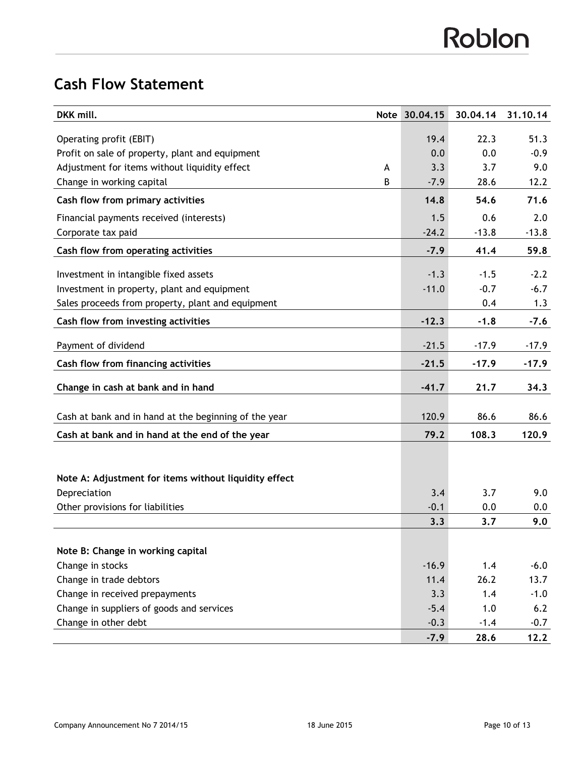## Cash Flow Statement

| DKK mill. | Note | 30.04.15 | 30.04.14 | 31.10.14 |
|---|---|---|---|---|
| Operating profit (EBIT) | | 19.4 | 22.3 | 51.3 |
| Profit on sale of property, plant and equipment | | 0.0 | 0.0 | -0.9 |
| Adjustment for items without liquidity effect | A | 3.3 | 3.7 | 9.0 |
| Change in working capital | B | -7.9 | 28.6 | 12.2 |
| **Cash flow from primary activities** | | **14.8** | **54.6** | **71.6** |
| Financial payments received (interests) | | 1.5 | 0.6 | 2.0 |
| Corporate tax paid | | -24.2 | -13.8 | -13.8 |
| **Cash flow from operating activities** | | **-7.9** | **41.4** | **59.8** |
| Investment in intangible fixed assets | | -1.3 | -1.5 | -2.2 |
| Investment in property, plant and equipment | | -11.0 | -0.7 | -6.7 |
| Sales proceeds from property, plant and equipment | | | 0.4 | 1.3 |
| **Cash flow from investing activities** | | **-12.3** | **-1.8** | **-7.6** |
| Payment of dividend | | -21.5 | -17.9 | -17.9 |
| **Cash flow from financing activities** | | **-21.5** | **-17.9** | **-17.9** |
| **Change in cash at bank and in hand** | | **-41.7** | **21.7** | **34.3** |
| Cash at bank and in hand at the beginning of the year | | 120.9 | 86.6 | 86.6 |
| **Cash at bank and in hand at the end of the year** | | **79.2** | **108.3** | **120.9** |

| **Note A: Adjustment for items without liquidity effect** | | | |
|---|---|---|---|
| Depreciation | 3.4 | 3.7 | 9.0 |
| Other provisions for liabilities | -0.1 | 0.0 | 0.0 |
| | **3.3** | **3.7** | **9.0** |

| **Note B: Change in working capital** | | | |
|---|---|---|---|
| Change in stocks | -16.9 | 1.4 | -6.0 |
| Change in trade debtors | 11.4 | 26.2 | 13.7 |
| Change in received prepayments | 3.3 | 1.4 | -1.0 |
| Change in suppliers of goods and services | -5.4 | 1.0 | 6.2 |
| Change in other debt | -0.3 | -1.4 | -0.7 |
| | **-7.9** | **28.6** | **12.2** |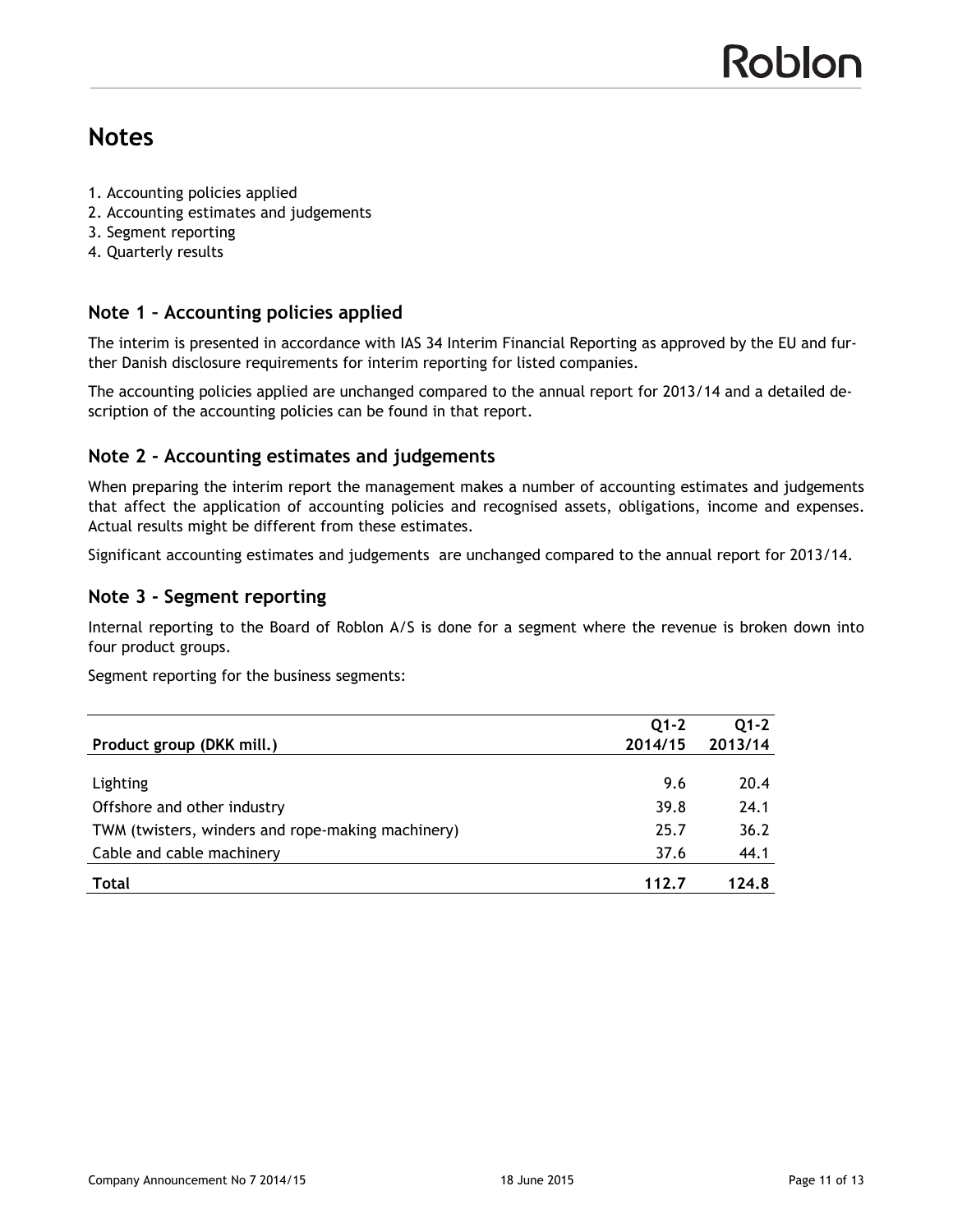# Notes

1. Accounting policies applied
2. Accounting estimates and judgements
3. Segment reporting
4. Quarterly results

## Note 1 – Accounting policies applied

The interim is presented in accordance with IAS 34 Interim Financial Reporting as approved by the EU and further Danish disclosure requirements for interim reporting for listed companies.

The accounting policies applied are unchanged compared to the annual report for 2013/14 and a detailed description of the accounting policies can be found in that report.

## Note 2 - Accounting estimates and judgements

When preparing the interim report the management makes a number of accounting estimates and judgements that affect the application of accounting policies and recognised assets, obligations, income and expenses. Actual results might be different from these estimates.

Significant accounting estimates and judgements are unchanged compared to the annual report for 2013/14.

## Note 3 - Segment reporting

Internal reporting to the Board of Roblon A/S is done for a segment where the revenue is broken down into four product groups.

Segment reporting for the business segments:

| Product group (DKK mill.) | Q1-2 2014/15 | Q1-2 2013/14 |
|---|---|---|
| Lighting | 9.6 | 20.4 |
| Offshore and other industry | 39.8 | 24.1 |
| TWM (twisters, winders and rope-making machinery) | 25.7 | 36.2 |
| Cable and cable machinery | 37.6 | 44.1 |
| **Total** | **112.7** | **124.8** |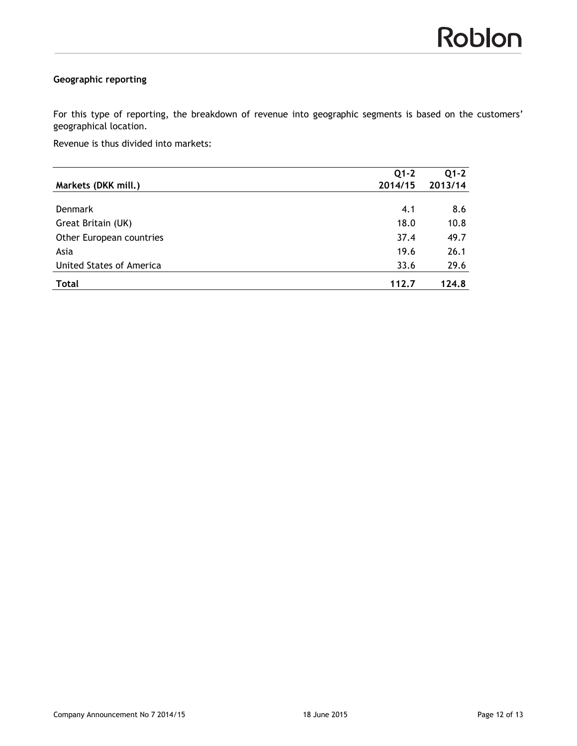**Geographic reporting**

For this type of reporting, the breakdown of revenue into geographic segments is based on the customers' geographical location.

Revenue is thus divided into markets:

| Markets (DKK mill.) | Q1-2 2014/15 | Q1-2 2013/14 |
|---|---|---|
| Denmark | 4.1 | 8.6 |
| Great Britain (UK) | 18.0 | 10.8 |
| Other European countries | 37.4 | 49.7 |
| Asia | 19.6 | 26.1 |
| United States of America | 33.6 | 29.6 |
| **Total** | **112.7** | **124.8** |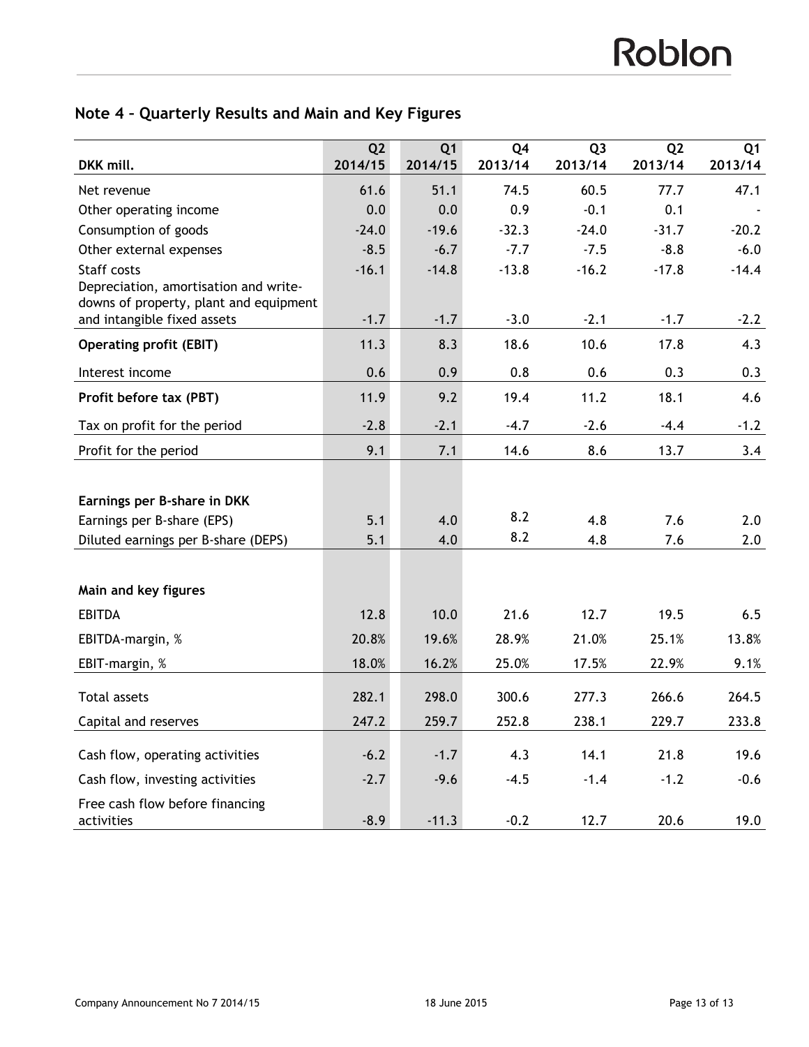## Note 4 – Quarterly Results and Main and Key Figures

| DKK mill. | Q2 2014/15 | Q1 2014/15 | Q4 2013/14 | Q3 2013/14 | Q2 2013/14 | Q1 2013/14 |
|---|---|---|---|---|---|---|
| Net revenue | 61.6 | 51.1 | 74.5 | 60.5 | 77.7 | 47.1 |
| Other operating income | 0.0 | 0.0 | 0.9 | -0.1 | 0.1 | - |
| Consumption of goods | -24.0 | -19.6 | -32.3 | -24.0 | -31.7 | -20.2 |
| Other external expenses | -8.5 | -6.7 | -7.7 | -7.5 | -8.8 | -6.0 |
| Staff costs | -16.1 | -14.8 | -13.8 | -16.2 | -17.8 | -14.4 |
| Depreciation, amortisation and write-downs of property, plant and equipment and intangible fixed assets | -1.7 | -1.7 | -3.0 | -2.1 | -1.7 | -2.2 |
| **Operating profit (EBIT)** | 11.3 | 8.3 | 18.6 | 10.6 | 17.8 | 4.3 |
| Interest income | 0.6 | 0.9 | 0.8 | 0.6 | 0.3 | 0.3 |
| **Profit before tax (PBT)** | 11.9 | 9.2 | 19.4 | 11.2 | 18.1 | 4.6 |
| Tax on profit for the period | -2.8 | -2.1 | -4.7 | -2.6 | -4.4 | -1.2 |
| Profit for the period | 9.1 | 7.1 | 14.6 | 8.6 | 13.7 | 3.4 |
| | | | | | | |
| **Earnings per B-share in DKK** | | | | | | |
| Earnings per B-share (EPS) | 5.1 | 4.0 | 8.2 | 4.8 | 7.6 | 2.0 |
| Diluted earnings per B-share (DEPS) | 5.1 | 4.0 | 8.2 | 4.8 | 7.6 | 2.0 |
| | | | | | | |
| **Main and key figures** | | | | | | |
| EBITDA | 12.8 | 10.0 | 21.6 | 12.7 | 19.5 | 6.5 |
| EBITDA-margin, % | 20.8% | 19.6% | 28.9% | 21.0% | 25.1% | 13.8% |
| EBIT-margin, % | 18.0% | 16.2% | 25.0% | 17.5% | 22.9% | 9.1% |
| Total assets | 282.1 | 298.0 | 300.6 | 277.3 | 266.6 | 264.5 |
| Capital and reserves | 247.2 | 259.7 | 252.8 | 238.1 | 229.7 | 233.8 |
| Cash flow, operating activities | -6.2 | -1.7 | 4.3 | 14.1 | 21.8 | 19.6 |
| Cash flow, investing activities | -2.7 | -9.6 | -4.5 | -1.4 | -1.2 | -0.6 |
| Free cash flow before financing activities | -8.9 | -11.3 | -0.2 | 12.7 | 20.6 | 19.0 |